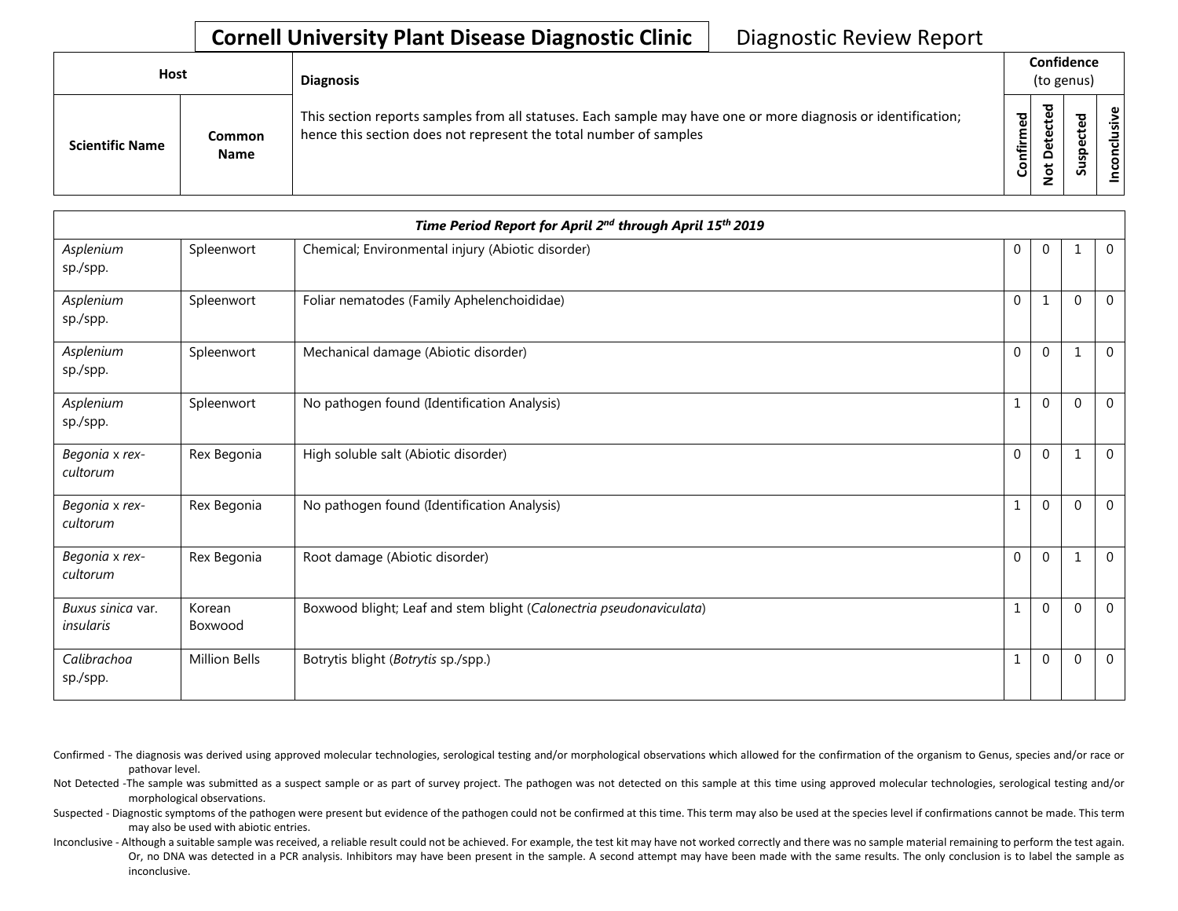# Cornell University Plant Disease Diagnostic Clinic

Diagnostic Review Report

| Host | | Diagnosis | Confidence (to genus) | | | |
|---|---|---|---|---|---|---|
| Scientific Name | Common Name | This section reports samples from all statuses. Each sample may have one or more diagnosis or identification; hence this section does not represent the total number of samples | Confirmed | Not Detected | Suspected | Inconclusive |
| ***Time Period Report for April 2nd through April 15th 2019*** | | | | | | |
| *Asplenium* sp./spp. | Spleenwort | Chemical; Environmental injury (Abiotic disorder) | 0 | 0 | 1 | 0 |
| *Asplenium* sp./spp. | Spleenwort | Foliar nematodes (Family Aphelenchoididae) | 0 | 1 | 0 | 0 |
| *Asplenium* sp./spp. | Spleenwort | Mechanical damage (Abiotic disorder) | 0 | 0 | 1 | 0 |
| *Asplenium* sp./spp. | Spleenwort | No pathogen found (Identification Analysis) | 1 | 0 | 0 | 0 |
| *Begonia* x *rex-cultorum* | Rex Begonia | High soluble salt (Abiotic disorder) | 0 | 0 | 1 | 0 |
| *Begonia* x *rex-cultorum* | Rex Begonia | No pathogen found (Identification Analysis) | 1 | 0 | 0 | 0 |
| *Begonia* x *rex-cultorum* | Rex Begonia | Root damage (Abiotic disorder) | 0 | 0 | 1 | 0 |
| *Buxus sinica* var. *insularis* | Korean Boxwood | Boxwood blight; Leaf and stem blight (*Calonectria pseudonaviculata*) | 1 | 0 | 0 | 0 |
| *Calibrachoa* sp./spp. | Million Bells | Botrytis blight (*Botrytis* sp./spp.) | 1 | 0 | 0 | 0 |

Confirmed - The diagnosis was derived using approved molecular technologies, serological testing and/or morphological observations which allowed for the confirmation of the organism to Genus, species and/or race or pathovar level.

Not Detected -The sample was submitted as a suspect sample or as part of survey project. The pathogen was not detected on this sample at this time using approved molecular technologies, serological testing and/or morphological observations.

Suspected - Diagnostic symptoms of the pathogen were present but evidence of the pathogen could not be confirmed at this time. This term may also be used at the species level if confirmations cannot be made. This term may also be used with abiotic entries.

Inconclusive - Although a suitable sample was received, a reliable result could not be achieved. For example, the test kit may have not worked correctly and there was no sample material remaining to perform the test again. Or, no DNA was detected in a PCR analysis. Inhibitors may have been present in the sample. A second attempt may have been made with the same results. The only conclusion is to label the sample as inconclusive.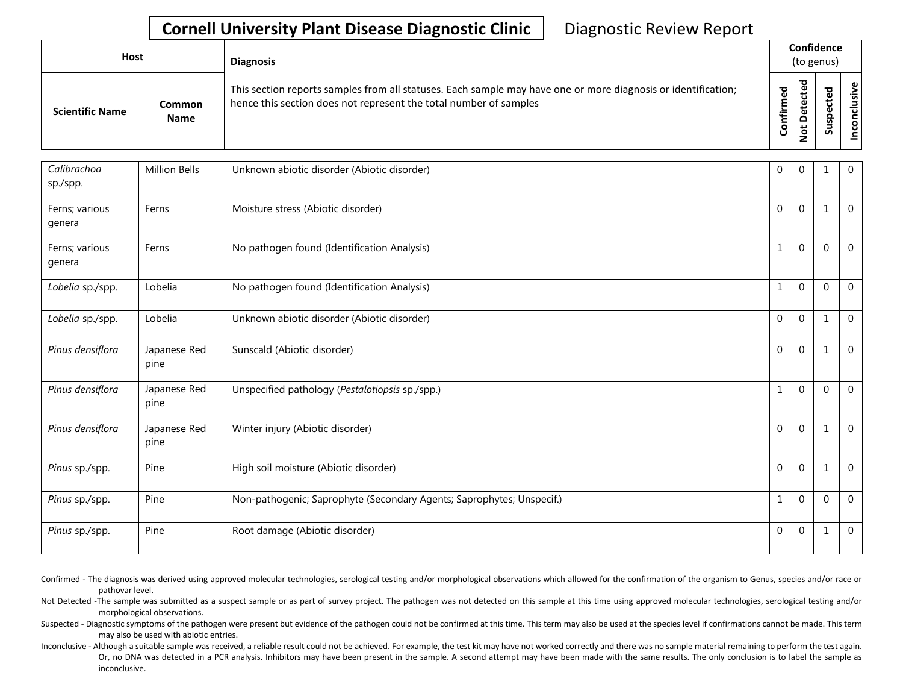## Cornell University Plant Disease Diagnostic Clinic — Diagnostic Review Report

| Host | | Diagnosis | Confidence (to genus) | | | |
|---|---|---|---|---|---|---|
| Scientific Name | Common Name | This section reports samples from all statuses. Each sample may have one or more diagnosis or identification; hence this section does not represent the total number of samples | Confirmed | Not Detected | Suspected | Inconclusive |
| *Calibrachoa* sp./spp. | Million Bells | Unknown abiotic disorder (Abiotic disorder) | 0 | 0 | 1 | 0 |
| Ferns; various genera | Ferns | Moisture stress (Abiotic disorder) | 0 | 0 | 1 | 0 |
| Ferns; various genera | Ferns | No pathogen found (Identification Analysis) | 1 | 0 | 0 | 0 |
| *Lobelia* sp./spp. | Lobelia | No pathogen found (Identification Analysis) | 1 | 0 | 0 | 0 |
| *Lobelia* sp./spp. | Lobelia | Unknown abiotic disorder (Abiotic disorder) | 0 | 0 | 1 | 0 |
| *Pinus densiflora* | Japanese Red pine | Sunscald (Abiotic disorder) | 0 | 0 | 1 | 0 |
| *Pinus densiflora* | Japanese Red pine | Unspecified pathology (*Pestalotiopsis* sp./spp.) | 1 | 0 | 0 | 0 |
| *Pinus densiflora* | Japanese Red pine | Winter injury (Abiotic disorder) | 0 | 0 | 1 | 0 |
| *Pinus* sp./spp. | Pine | High soil moisture (Abiotic disorder) | 0 | 0 | 1 | 0 |
| *Pinus* sp./spp. | Pine | Non-pathogenic; Saprophyte (Secondary Agents; Saprophytes; Unspecif.) | 1 | 0 | 0 | 0 |
| *Pinus* sp./spp. | Pine | Root damage (Abiotic disorder) | 0 | 0 | 1 | 0 |

Confirmed - The diagnosis was derived using approved molecular technologies, serological testing and/or morphological observations which allowed for the confirmation of the organism to Genus, species and/or race or pathovar level.

Not Detected -The sample was submitted as a suspect sample or as part of survey project. The pathogen was not detected on this sample at this time using approved molecular technologies, serological testing and/or morphological observations.

Suspected - Diagnostic symptoms of the pathogen were present but evidence of the pathogen could not be confirmed at this time. This term may also be used at the species level if confirmations cannot be made. This term may also be used with abiotic entries.

Inconclusive - Although a suitable sample was received, a reliable result could not be achieved. For example, the test kit may have not worked correctly and there was no sample material remaining to perform the test again. Or, no DNA was detected in a PCR analysis. Inhibitors may have been present in the sample. A second attempt may have been made with the same results. The only conclusion is to label the sample as inconclusive.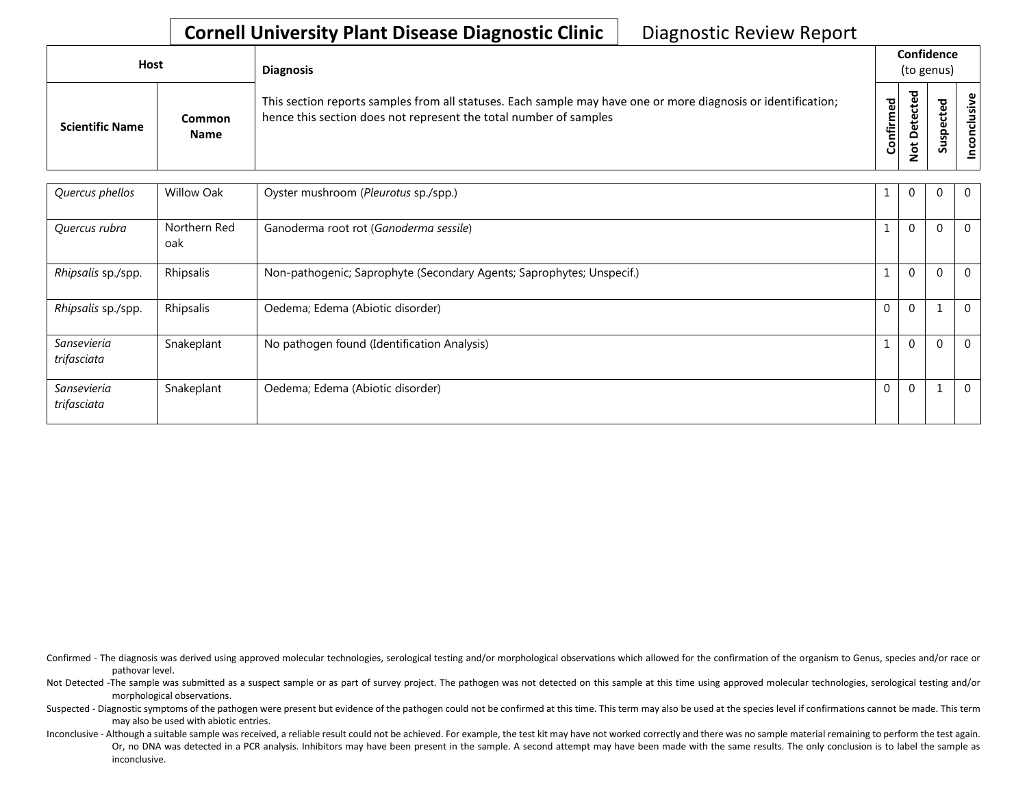# Cornell University Plant Disease Diagnostic Clinic

Diagnostic Review Report

| Host | | Diagnosis | Confidence (to genus) | | | |
|---|---|---|---|---|---|---|
| **Scientific Name** | **Common Name** | This section reports samples from all statuses. Each sample may have one or more diagnosis or identification; hence this section does not represent the total number of samples | **Confirmed** | **Not Detected** | **Suspected** | **Inconclusive** |
| *Quercus phellos* | Willow Oak | Oyster mushroom (*Pleurotus* sp./spp.) | 1 | 0 | 0 | 0 |
| *Quercus rubra* | Northern Red oak | Ganoderma root rot (*Ganoderma sessile*) | 1 | 0 | 0 | 0 |
| *Rhipsalis* sp./spp. | Rhipsalis | Non-pathogenic; Saprophyte (Secondary Agents; Saprophytes; Unspecif.) | 1 | 0 | 0 | 0 |
| *Rhipsalis* sp./spp. | Rhipsalis | Oedema; Edema (Abiotic disorder) | 0 | 0 | 1 | 0 |
| *Sansevieria trifasciata* | Snakeplant | No pathogen found (Identification Analysis) | 1 | 0 | 0 | 0 |
| *Sansevieria trifasciata* | Snakeplant | Oedema; Edema (Abiotic disorder) | 0 | 0 | 1 | 0 |

Confirmed - The diagnosis was derived using approved molecular technologies, serological testing and/or morphological observations which allowed for the confirmation of the organism to Genus, species and/or race or pathovar level.

Not Detected -The sample was submitted as a suspect sample or as part of survey project. The pathogen was not detected on this sample at this time using approved molecular technologies, serological testing and/or morphological observations.

Suspected - Diagnostic symptoms of the pathogen were present but evidence of the pathogen could not be confirmed at this time. This term may also be used at the species level if confirmations cannot be made. This term may also be used with abiotic entries.

Inconclusive - Although a suitable sample was received, a reliable result could not be achieved. For example, the test kit may have not worked correctly and there was no sample material remaining to perform the test again. Or, no DNA was detected in a PCR analysis. Inhibitors may have been present in the sample. A second attempt may have been made with the same results. The only conclusion is to label the sample as inconclusive.